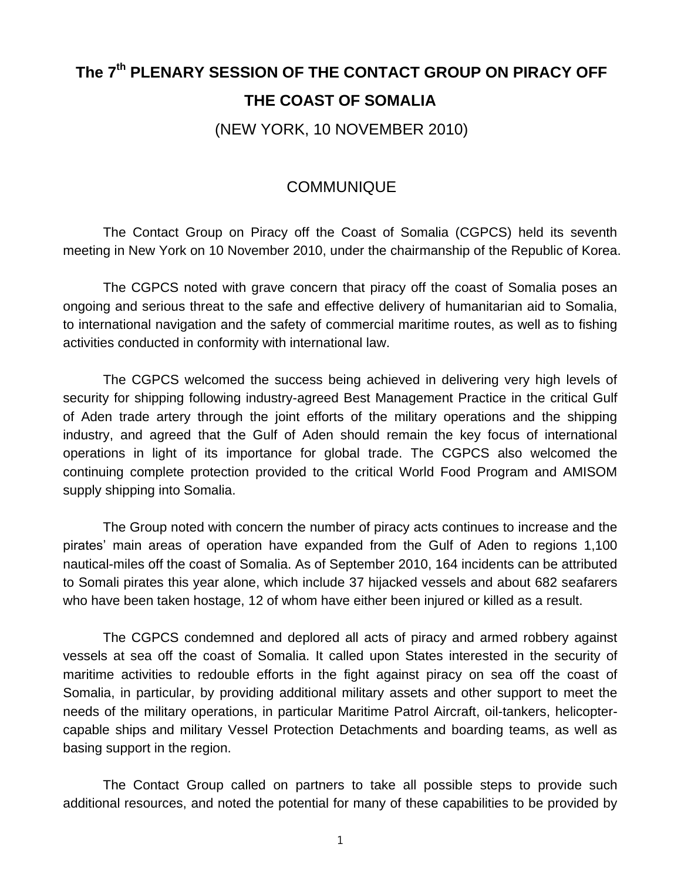# The 7th PLENARY SESSION OF THE CONTACT GROUP ON PIRACY OFF THE COAST OF SOMALIA

(NEW YORK, 10 NOVEMBER 2010)

## COMMUNIQUE

The Contact Group on Piracy off the Coast of Somalia (CGPCS) held its seventh meeting in New York on 10 November 2010, under the chairmanship of the Republic of Korea.

The CGPCS noted with grave concern that piracy off the coast of Somalia poses an ongoing and serious threat to the safe and effective delivery of humanitarian aid to Somalia, to international navigation and the safety of commercial maritime routes, as well as to fishing activities conducted in conformity with international law.

The CGPCS welcomed the success being achieved in delivering very high levels of security for shipping following industry-agreed Best Management Practice in the critical Gulf of Aden trade artery through the joint efforts of the military operations and the shipping industry, and agreed that the Gulf of Aden should remain the key focus of international operations in light of its importance for global trade. The CGPCS also welcomed the continuing complete protection provided to the critical World Food Program and AMISOM supply shipping into Somalia.

The Group noted with concern the number of piracy acts continues to increase and the pirates' main areas of operation have expanded from the Gulf of Aden to regions 1,100 nautical-miles off the coast of Somalia. As of September 2010, 164 incidents can be attributed to Somali pirates this year alone, which include 37 hijacked vessels and about 682 seafarers who have been taken hostage, 12 of whom have either been injured or killed as a result.

The CGPCS condemned and deplored all acts of piracy and armed robbery against vessels at sea off the coast of Somalia. It called upon States interested in the security of maritime activities to redouble efforts in the fight against piracy on sea off the coast of Somalia, in particular, by providing additional military assets and other support to meet the needs of the military operations, in particular Maritime Patrol Aircraft, oil-tankers, helicopter-capable ships and military Vessel Protection Detachments and boarding teams, as well as basing support in the region.

The Contact Group called on partners to take all possible steps to provide such additional resources, and noted the potential for many of these capabilities to be provided by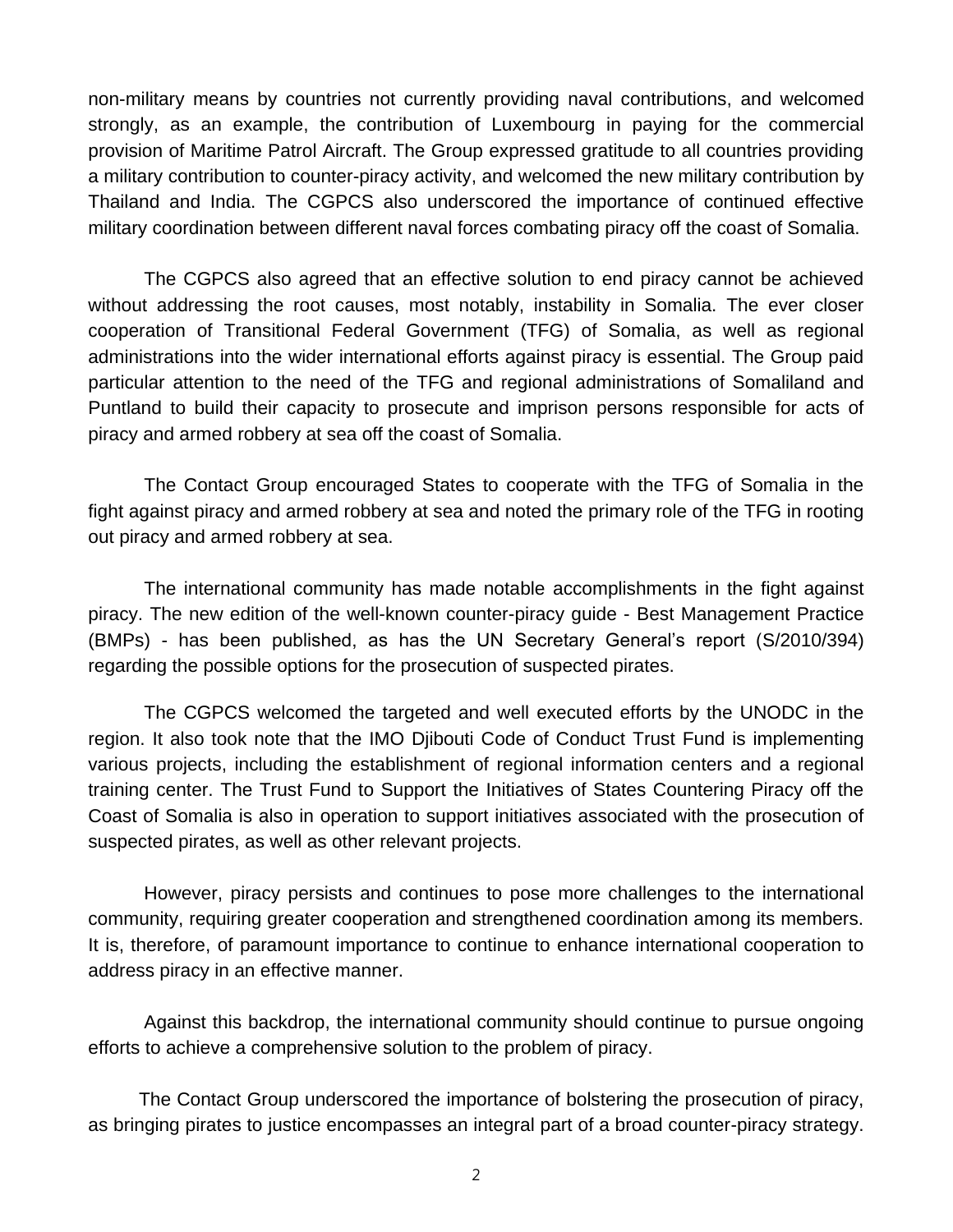non-military means by countries not currently providing naval contributions, and welcomed strongly, as an example, the contribution of Luxembourg in paying for the commercial provision of Maritime Patrol Aircraft. The Group expressed gratitude to all countries providing a military contribution to counter-piracy activity, and welcomed the new military contribution by Thailand and India. The CGPCS also underscored the importance of continued effective military coordination between different naval forces combating piracy off the coast of Somalia.

The CGPCS also agreed that an effective solution to end piracy cannot be achieved without addressing the root causes, most notably, instability in Somalia. The ever closer cooperation of Transitional Federal Government (TFG) of Somalia, as well as regional administrations into the wider international efforts against piracy is essential. The Group paid particular attention to the need of the TFG and regional administrations of Somaliland and Puntland to build their capacity to prosecute and imprison persons responsible for acts of piracy and armed robbery at sea off the coast of Somalia.

The Contact Group encouraged States to cooperate with the TFG of Somalia in the fight against piracy and armed robbery at sea and noted the primary role of the TFG in rooting out piracy and armed robbery at sea.

The international community has made notable accomplishments in the fight against piracy. The new edition of the well-known counter-piracy guide - Best Management Practice (BMPs) - has been published, as has the UN Secretary General's report (S/2010/394) regarding the possible options for the prosecution of suspected pirates.

The CGPCS welcomed the targeted and well executed efforts by the UNODC in the region. It also took note that the IMO Djibouti Code of Conduct Trust Fund is implementing various projects, including the establishment of regional information centers and a regional training center. The Trust Fund to Support the Initiatives of States Countering Piracy off the Coast of Somalia is also in operation to support initiatives associated with the prosecution of suspected pirates, as well as other relevant projects.

However, piracy persists and continues to pose more challenges to the international community, requiring greater cooperation and strengthened coordination among its members. It is, therefore, of paramount importance to continue to enhance international cooperation to address piracy in an effective manner.

Against this backdrop, the international community should continue to pursue ongoing efforts to achieve a comprehensive solution to the problem of piracy.

The Contact Group underscored the importance of bolstering the prosecution of piracy, as bringing pirates to justice encompasses an integral part of a broad counter-piracy strategy.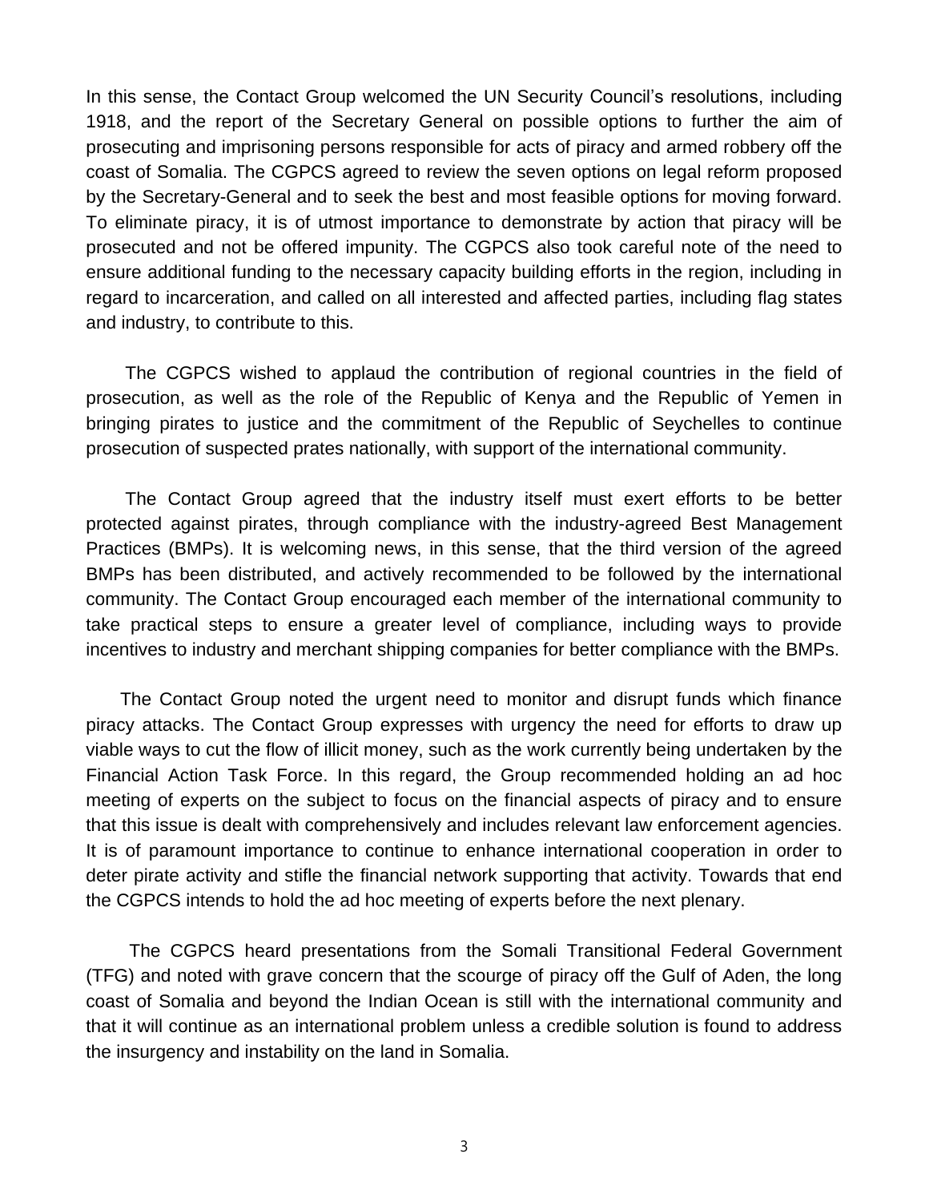In this sense, the Contact Group welcomed the UN Security Council's resolutions, including 1918, and the report of the Secretary General on possible options to further the aim of prosecuting and imprisoning persons responsible for acts of piracy and armed robbery off the coast of Somalia. The CGPCS agreed to review the seven options on legal reform proposed by the Secretary-General and to seek the best and most feasible options for moving forward. To eliminate piracy, it is of utmost importance to demonstrate by action that piracy will be prosecuted and not be offered impunity. The CGPCS also took careful note of the need to ensure additional funding to the necessary capacity building efforts in the region, including in regard to incarceration, and called on all interested and affected parties, including flag states and industry, to contribute to this.

The CGPCS wished to applaud the contribution of regional countries in the field of prosecution, as well as the role of the Republic of Kenya and the Republic of Yemen in bringing pirates to justice and the commitment of the Republic of Seychelles to continue prosecution of suspected prates nationally, with support of the international community.

The Contact Group agreed that the industry itself must exert efforts to be better protected against pirates, through compliance with the industry-agreed Best Management Practices (BMPs). It is welcoming news, in this sense, that the third version of the agreed BMPs has been distributed, and actively recommended to be followed by the international community. The Contact Group encouraged each member of the international community to take practical steps to ensure a greater level of compliance, including ways to provide incentives to industry and merchant shipping companies for better compliance with the BMPs.

The Contact Group noted the urgent need to monitor and disrupt funds which finance piracy attacks. The Contact Group expresses with urgency the need for efforts to draw up viable ways to cut the flow of illicit money, such as the work currently being undertaken by the Financial Action Task Force. In this regard, the Group recommended holding an ad hoc meeting of experts on the subject to focus on the financial aspects of piracy and to ensure that this issue is dealt with comprehensively and includes relevant law enforcement agencies. It is of paramount importance to continue to enhance international cooperation in order to deter pirate activity and stifle the financial network supporting that activity. Towards that end the CGPCS intends to hold the ad hoc meeting of experts before the next plenary.

The CGPCS heard presentations from the Somali Transitional Federal Government (TFG) and noted with grave concern that the scourge of piracy off the Gulf of Aden, the long coast of Somalia and beyond the Indian Ocean is still with the international community and that it will continue as an international problem unless a credible solution is found to address the insurgency and instability on the land in Somalia.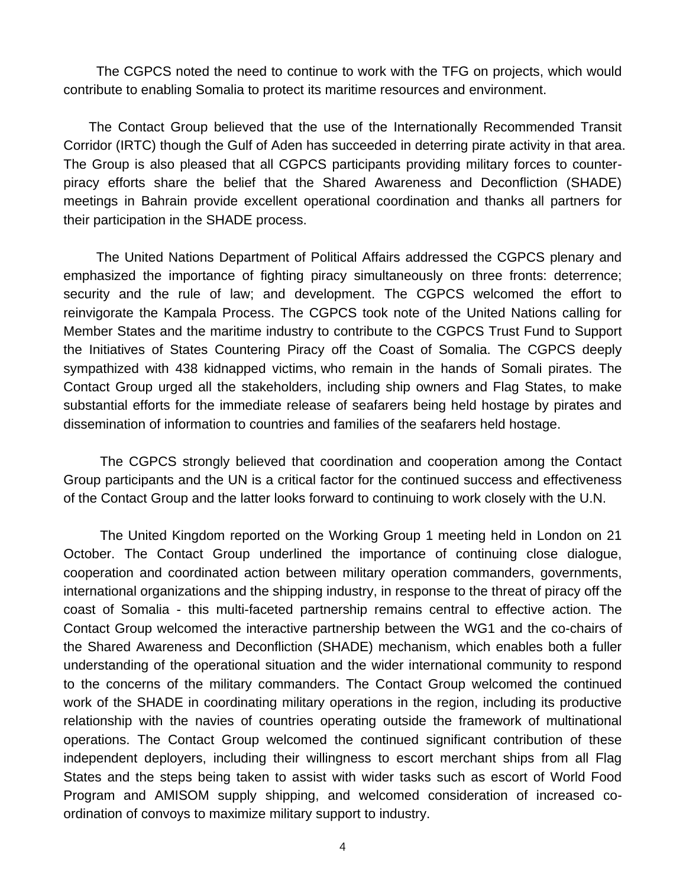The CGPCS noted the need to continue to work with the TFG on projects, which would contribute to enabling Somalia to protect its maritime resources and environment.

The Contact Group believed that the use of the Internationally Recommended Transit Corridor (IRTC) though the Gulf of Aden has succeeded in deterring pirate activity in that area. The Group is also pleased that all CGPCS participants providing military forces to counter-piracy efforts share the belief that the Shared Awareness and Deconfliction (SHADE) meetings in Bahrain provide excellent operational coordination and thanks all partners for their participation in the SHADE process.

The United Nations Department of Political Affairs addressed the CGPCS plenary and emphasized the importance of fighting piracy simultaneously on three fronts: deterrence; security and the rule of law; and development. The CGPCS welcomed the effort to reinvigorate the Kampala Process. The CGPCS took note of the United Nations calling for Member States and the maritime industry to contribute to the CGPCS Trust Fund to Support the Initiatives of States Countering Piracy off the Coast of Somalia. The CGPCS deeply sympathized with 438 kidnapped victims, who remain in the hands of Somali pirates. The Contact Group urged all the stakeholders, including ship owners and Flag States, to make substantial efforts for the immediate release of seafarers being held hostage by pirates and dissemination of information to countries and families of the seafarers held hostage.

The CGPCS strongly believed that coordination and cooperation among the Contact Group participants and the UN is a critical factor for the continued success and effectiveness of the Contact Group and the latter looks forward to continuing to work closely with the U.N.

The United Kingdom reported on the Working Group 1 meeting held in London on 21 October. The Contact Group underlined the importance of continuing close dialogue, cooperation and coordinated action between military operation commanders, governments, international organizations and the shipping industry, in response to the threat of piracy off the coast of Somalia - this multi-faceted partnership remains central to effective action. The Contact Group welcomed the interactive partnership between the WG1 and the co-chairs of the Shared Awareness and Deconfliction (SHADE) mechanism, which enables both a fuller understanding of the operational situation and the wider international community to respond to the concerns of the military commanders. The Contact Group welcomed the continued work of the SHADE in coordinating military operations in the region, including its productive relationship with the navies of countries operating outside the framework of multinational operations. The Contact Group welcomed the continued significant contribution of these independent deployers, including their willingness to escort merchant ships from all Flag States and the steps being taken to assist with wider tasks such as escort of World Food Program and AMISOM supply shipping, and welcomed consideration of increased co-ordination of convoys to maximize military support to industry.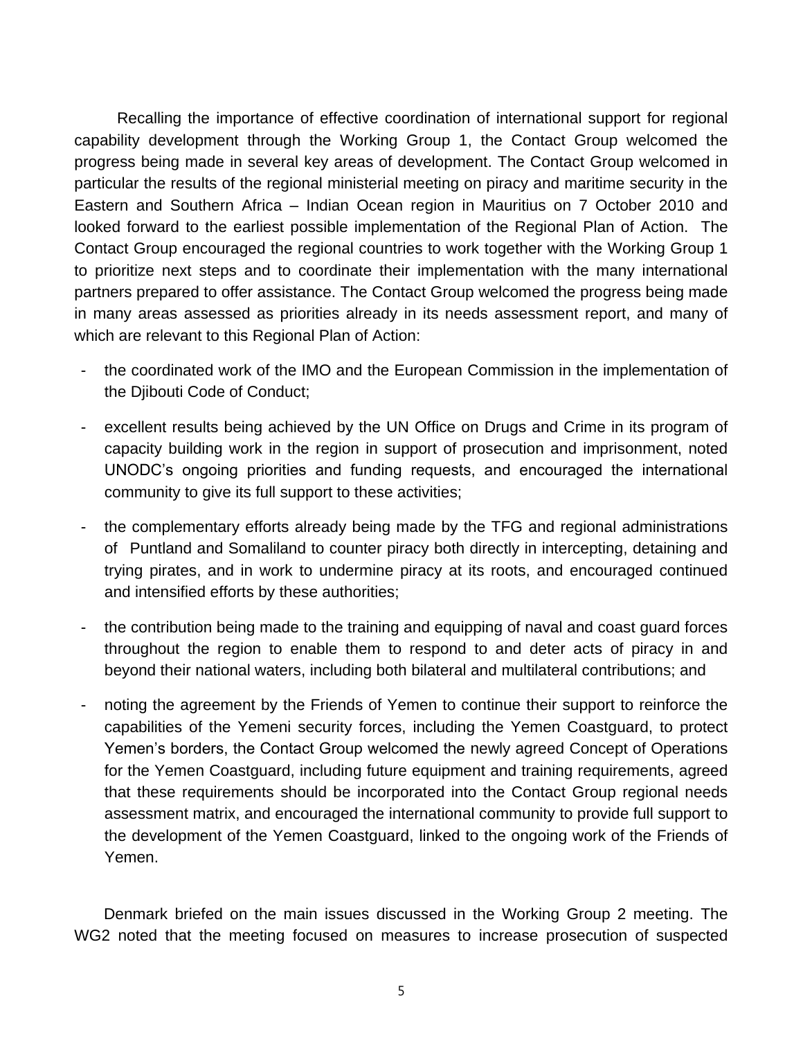Recalling the importance of effective coordination of international support for regional capability development through the Working Group 1, the Contact Group welcomed the progress being made in several key areas of development. The Contact Group welcomed in particular the results of the regional ministerial meeting on piracy and maritime security in the Eastern and Southern Africa – Indian Ocean region in Mauritius on 7 October 2010 and looked forward to the earliest possible implementation of the Regional Plan of Action. The Contact Group encouraged the regional countries to work together with the Working Group 1 to prioritize next steps and to coordinate their implementation with the many international partners prepared to offer assistance. The Contact Group welcomed the progress being made in many areas assessed as priorities already in its needs assessment report, and many of which are relevant to this Regional Plan of Action:

- the coordinated work of the IMO and the European Commission in the implementation of the Djibouti Code of Conduct;
- excellent results being achieved by the UN Office on Drugs and Crime in its program of capacity building work in the region in support of prosecution and imprisonment, noted UNODC's ongoing priorities and funding requests, and encouraged the international community to give its full support to these activities;
- the complementary efforts already being made by the TFG and regional administrations of Puntland and Somaliland to counter piracy both directly in intercepting, detaining and trying pirates, and in work to undermine piracy at its roots, and encouraged continued and intensified efforts by these authorities;
- the contribution being made to the training and equipping of naval and coast guard forces throughout the region to enable them to respond to and deter acts of piracy in and beyond their national waters, including both bilateral and multilateral contributions; and
- noting the agreement by the Friends of Yemen to continue their support to reinforce the capabilities of the Yemeni security forces, including the Yemen Coastguard, to protect Yemen's borders, the Contact Group welcomed the newly agreed Concept of Operations for the Yemen Coastguard, including future equipment and training requirements, agreed that these requirements should be incorporated into the Contact Group regional needs assessment matrix, and encouraged the international community to provide full support to the development of the Yemen Coastguard, linked to the ongoing work of the Friends of Yemen.

Denmark briefed on the main issues discussed in the Working Group 2 meeting. The WG2 noted that the meeting focused on measures to increase prosecution of suspected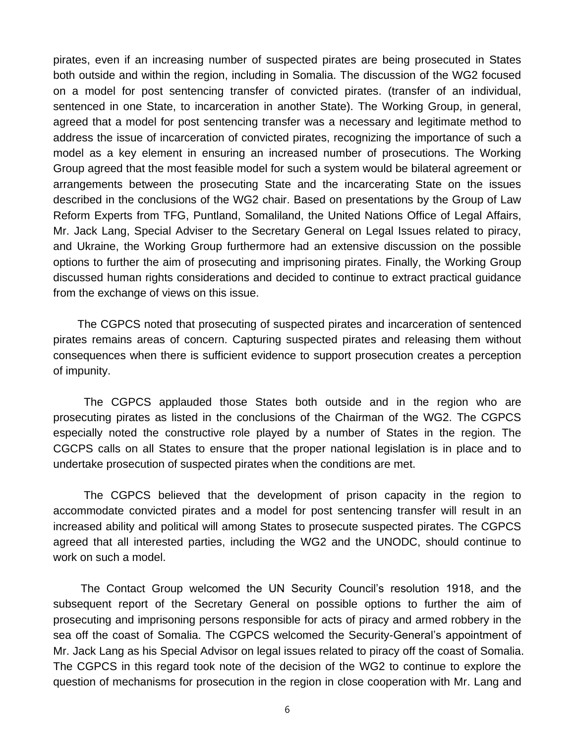pirates, even if an increasing number of suspected pirates are being prosecuted in States both outside and within the region, including in Somalia. The discussion of the WG2 focused on a model for post sentencing transfer of convicted pirates. (transfer of an individual, sentenced in one State, to incarceration in another State). The Working Group, in general, agreed that a model for post sentencing transfer was a necessary and legitimate method to address the issue of incarceration of convicted pirates, recognizing the importance of such a model as a key element in ensuring an increased number of prosecutions. The Working Group agreed that the most feasible model for such a system would be bilateral agreement or arrangements between the prosecuting State and the incarcerating State on the issues described in the conclusions of the WG2 chair. Based on presentations by the Group of Law Reform Experts from TFG, Puntland, Somaliland, the United Nations Office of Legal Affairs, Mr. Jack Lang, Special Adviser to the Secretary General on Legal Issues related to piracy, and Ukraine, the Working Group furthermore had an extensive discussion on the possible options to further the aim of prosecuting and imprisoning pirates. Finally, the Working Group discussed human rights considerations and decided to continue to extract practical guidance from the exchange of views on this issue.

The CGPCS noted that prosecuting of suspected pirates and incarceration of sentenced pirates remains areas of concern. Capturing suspected pirates and releasing them without consequences when there is sufficient evidence to support prosecution creates a perception of impunity.

The CGPCS applauded those States both outside and in the region who are prosecuting pirates as listed in the conclusions of the Chairman of the WG2. The CGPCS especially noted the constructive role played by a number of States in the region. The CGCPS calls on all States to ensure that the proper national legislation is in place and to undertake prosecution of suspected pirates when the conditions are met.

The CGPCS believed that the development of prison capacity in the region to accommodate convicted pirates and a model for post sentencing transfer will result in an increased ability and political will among States to prosecute suspected pirates. The CGPCS agreed that all interested parties, including the WG2 and the UNODC, should continue to work on such a model.

The Contact Group welcomed the UN Security Council's resolution 1918, and the subsequent report of the Secretary General on possible options to further the aim of prosecuting and imprisoning persons responsible for acts of piracy and armed robbery in the sea off the coast of Somalia. The CGPCS welcomed the Security-General's appointment of Mr. Jack Lang as his Special Advisor on legal issues related to piracy off the coast of Somalia. The CGPCS in this regard took note of the decision of the WG2 to continue to explore the question of mechanisms for prosecution in the region in close cooperation with Mr. Lang and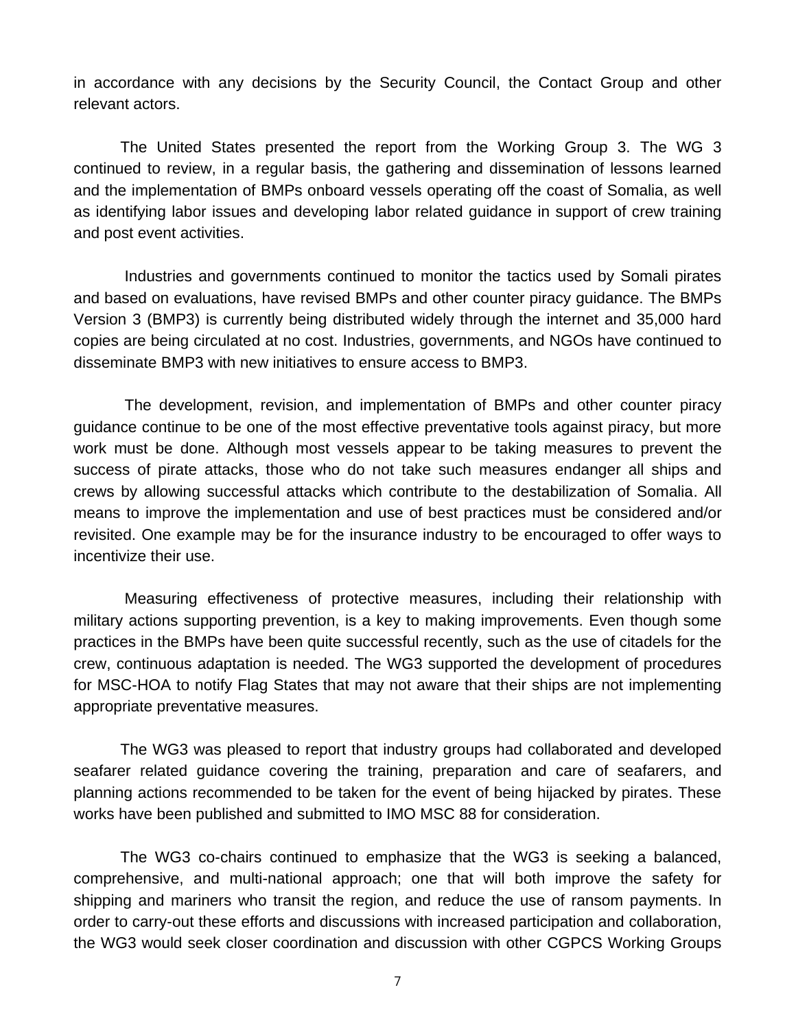in accordance with any decisions by the Security Council, the Contact Group and other relevant actors.

The United States presented the report from the Working Group 3. The WG 3 continued to review, in a regular basis, the gathering and dissemination of lessons learned and the implementation of BMPs onboard vessels operating off the coast of Somalia, as well as identifying labor issues and developing labor related guidance in support of crew training and post event activities.

Industries and governments continued to monitor the tactics used by Somali pirates and based on evaluations, have revised BMPs and other counter piracy guidance. The BMPs Version 3 (BMP3) is currently being distributed widely through the internet and 35,000 hard copies are being circulated at no cost. Industries, governments, and NGOs have continued to disseminate BMP3 with new initiatives to ensure access to BMP3.

The development, revision, and implementation of BMPs and other counter piracy guidance continue to be one of the most effective preventative tools against piracy, but more work must be done. Although most vessels appear to be taking measures to prevent the success of pirate attacks, those who do not take such measures endanger all ships and crews by allowing successful attacks which contribute to the destabilization of Somalia. All means to improve the implementation and use of best practices must be considered and/or revisited. One example may be for the insurance industry to be encouraged to offer ways to incentivize their use.

Measuring effectiveness of protective measures, including their relationship with military actions supporting prevention, is a key to making improvements. Even though some practices in the BMPs have been quite successful recently, such as the use of citadels for the crew, continuous adaptation is needed. The WG3 supported the development of procedures for MSC-HOA to notify Flag States that may not aware that their ships are not implementing appropriate preventative measures.

The WG3 was pleased to report that industry groups had collaborated and developed seafarer related guidance covering the training, preparation and care of seafarers, and planning actions recommended to be taken for the event of being hijacked by pirates. These works have been published and submitted to IMO MSC 88 for consideration.

The WG3 co-chairs continued to emphasize that the WG3 is seeking a balanced, comprehensive, and multi-national approach; one that will both improve the safety for shipping and mariners who transit the region, and reduce the use of ransom payments. In order to carry-out these efforts and discussions with increased participation and collaboration, the WG3 would seek closer coordination and discussion with other CGPCS Working Groups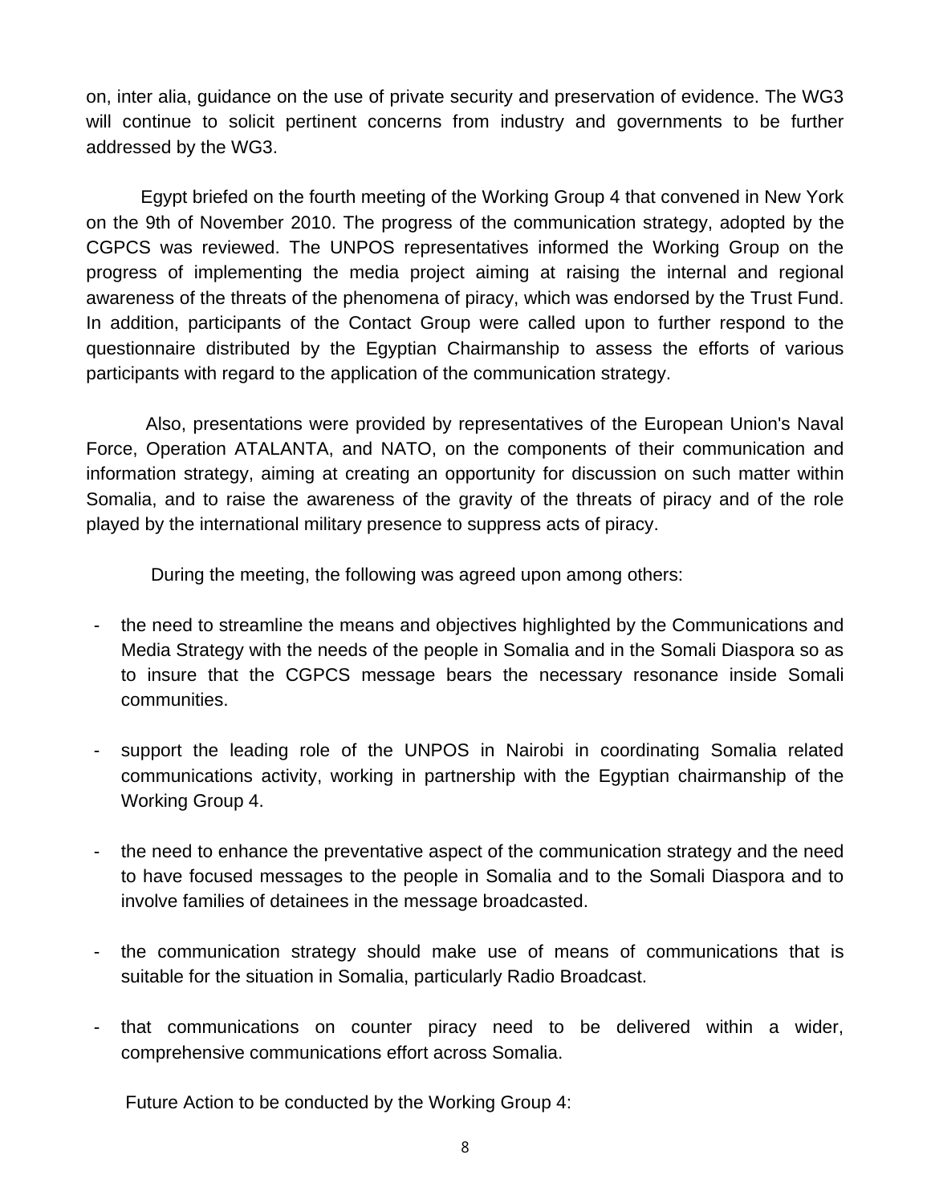on, inter alia, guidance on the use of private security and preservation of evidence. The WG3 will continue to solicit pertinent concerns from industry and governments to be further addressed by the WG3.

Egypt briefed on the fourth meeting of the Working Group 4 that convened in New York on the 9th of November 2010. The progress of the communication strategy, adopted by the CGPCS was reviewed. The UNPOS representatives informed the Working Group on the progress of implementing the media project aiming at raising the internal and regional awareness of the threats of the phenomena of piracy, which was endorsed by the Trust Fund. In addition, participants of the Contact Group were called upon to further respond to the questionnaire distributed by the Egyptian Chairmanship to assess the efforts of various participants with regard to the application of the communication strategy.

Also, presentations were provided by representatives of the European Union's Naval Force, Operation ATALANTA, and NATO, on the components of their communication and information strategy, aiming at creating an opportunity for discussion on such matter within Somalia, and to raise the awareness of the gravity of the threats of piracy and of the role played by the international military presence to suppress acts of piracy.

During the meeting, the following was agreed upon among others:

- the need to streamline the means and objectives highlighted by the Communications and Media Strategy with the needs of the people in Somalia and in the Somali Diaspora so as to insure that the CGPCS message bears the necessary resonance inside Somali communities.

- support the leading role of the UNPOS in Nairobi in coordinating Somalia related communications activity, working in partnership with the Egyptian chairmanship of the Working Group 4.

- the need to enhance the preventative aspect of the communication strategy and the need to have focused messages to the people in Somalia and to the Somali Diaspora and to involve families of detainees in the message broadcasted.

- the communication strategy should make use of means of communications that is suitable for the situation in Somalia, particularly Radio Broadcast.

- that communications on counter piracy need to be delivered within a wider, comprehensive communications effort across Somalia.

Future Action to be conducted by the Working Group 4: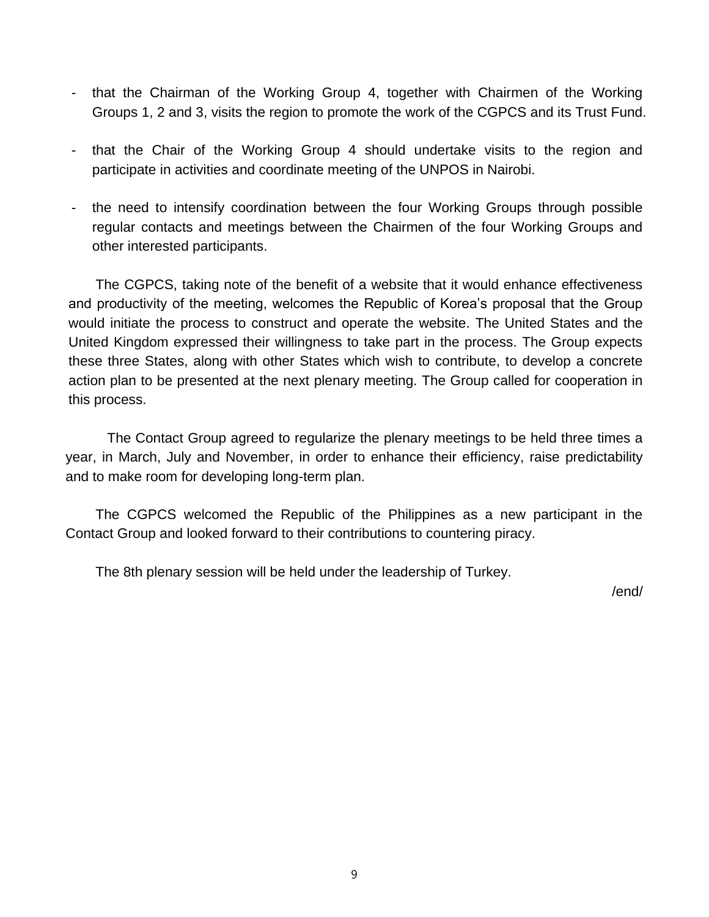- that the Chairman of the Working Group 4, together with Chairmen of the Working Groups 1, 2 and 3, visits the region to promote the work of the CGPCS and its Trust Fund.

- that the Chair of the Working Group 4 should undertake visits to the region and participate in activities and coordinate meeting of the UNPOS in Nairobi.

- the need to intensify coordination between the four Working Groups through possible regular contacts and meetings between the Chairmen of the four Working Groups and other interested participants.

The CGPCS, taking note of the benefit of a website that it would enhance effectiveness and productivity of the meeting, welcomes the Republic of Korea's proposal that the Group would initiate the process to construct and operate the website. The United States and the United Kingdom expressed their willingness to take part in the process. The Group expects these three States, along with other States which wish to contribute, to develop a concrete action plan to be presented at the next plenary meeting. The Group called for cooperation in this process.

The Contact Group agreed to regularize the plenary meetings to be held three times a year, in March, July and November, in order to enhance their efficiency, raise predictability and to make room for developing long-term plan.

The CGPCS welcomed the Republic of the Philippines as a new participant in the Contact Group and looked forward to their contributions to countering piracy.

The 8th plenary session will be held under the leadership of Turkey.

/end/